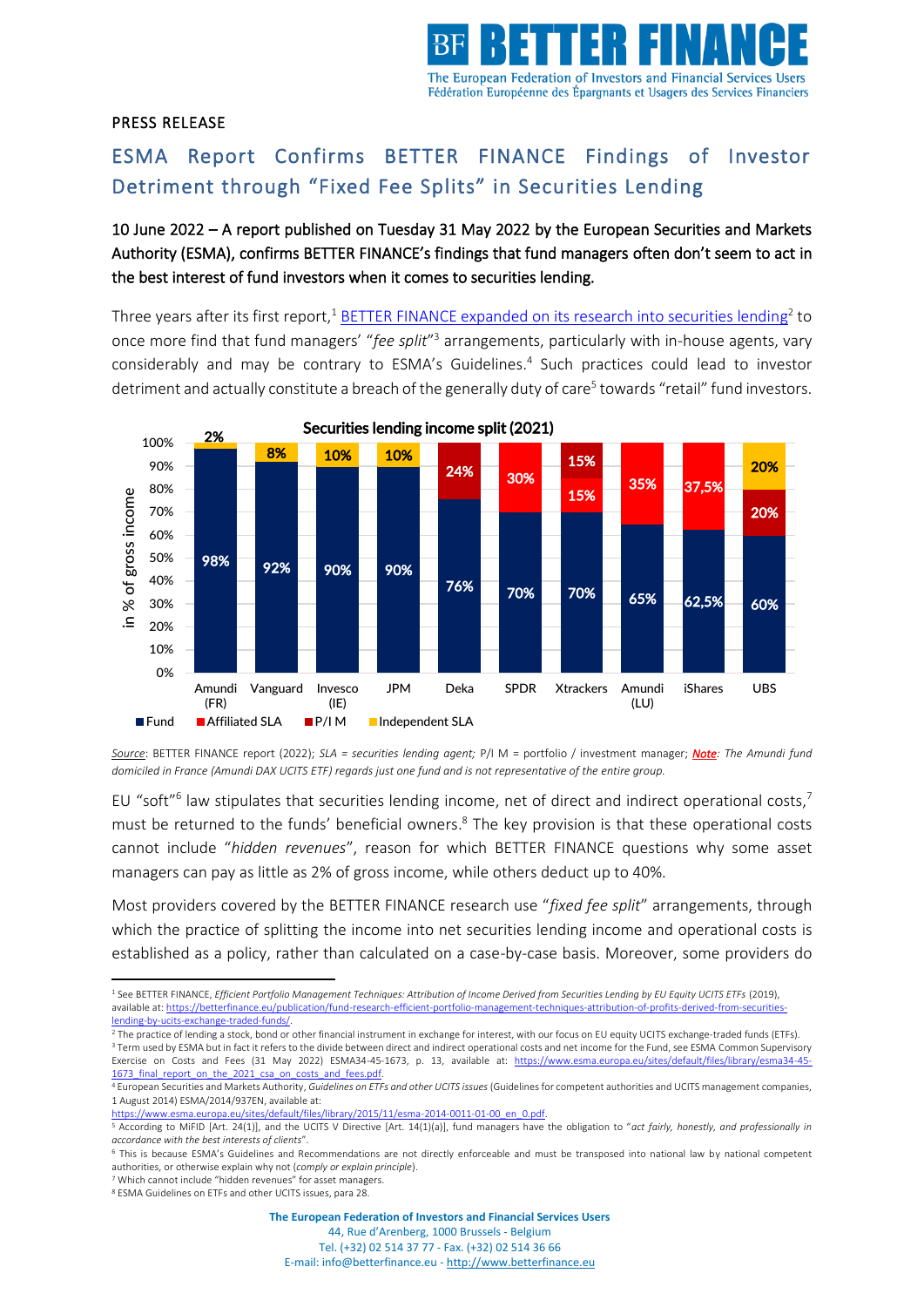PRESS RELEASE

# ESMA Report Confirms BETTER FINANCE Findings of Investor Detriment through "Fixed Fee Splits" in Securities Lending

**10 June 2022 – A report published on Tuesday 31 May 2022 by the European Securities and Markets Authority (ESMA), confirms BETTER FINANCE's findings that fund managers often don't seem to act in the best interest of fund investors when it comes to securities lending.**

Three years after its first report,[1] BETTER FINANCE expanded on its research into securities lending[2] to once more find that fund managers' "*fee split*"[3] arrangements, particularly with in-house agents, vary considerably and may be contrary to ESMA's Guidelines.[4] Such practices could lead to investor detriment and actually constitute a breach of the generally duty of care[5] towards "retail" fund investors.

**Securities lending income split (2021)**

| Provider | Fund | Affiliated SLA | P/I M | Independent SLA |
|---|---|---|---|---|
| Amundi (FR) | 98% | | | 2% |
| Vanguard | 92% | | | 8% |
| Invesco (IE) | 90% | | | 10% |
| JPM | 90% | | | 10% |
| Deka | 76% | | 24% | |
| SPDR | 70% | 30% | | |
| Xtrackers | 70% | 15% | 15% | |
| Amundi (LU) | 65% | 35% | | |
| iShares | 62,5% | 37,5% | | |
| UBS | 60% | | 20% | 20% |

(in % of gross income)

*Source*: BETTER FINANCE report (2022); *SLA = securities lending agent;* P/I M = portfolio / investment manager; ***Note***: *The Amundi fund domiciled in France (Amundi DAX UCITS ETF) regards just one fund and is not representative of the entire group.*

EU "soft"[6] law stipulates that securities lending income, net of direct and indirect operational costs,[7] must be returned to the funds' beneficial owners.[8] The key provision is that these operational costs cannot include "*hidden revenues*", reason for which BETTER FINANCE questions why some asset managers can pay as little as 2% of gross income, while others deduct up to 40%.

Most providers covered by the BETTER FINANCE research use "*fixed fee split*" arrangements, through which the practice of splitting the income into net securities lending income and operational costs is established as a policy, rather than calculated on a case-by-case basis. Moreover, some providers do

---

[1] See BETTER FINANCE, *Efficient Portfolio Management Techniques: Attribution of Income Derived from Securities Lending by EU Equity UCITS ETFs* (2019), available at: https://betterfinance.eu/publication/fund-research-efficient-portfolio-management-techniques-attribution-of-profits-derived-from-securities-lending-by-ucits-exchange-traded-funds/.

[2] The practice of lending a stock, bond or other financial instrument in exchange for interest, with our focus on EU equity UCITS exchange-traded funds (ETFs).

[3] Term used by ESMA but in fact it refers to the divide between direct and indirect operational costs and net income for the Fund, see ESMA Common Supervisory Exercise on Costs and Fees (31 May 2022) ESMA34-45-1673, p. 13, available at: https://www.esma.europa.eu/sites/default/files/library/esma34-45-1673_final_report_on_the_2021_csa_on_costs_and_fees.pdf.

[4] European Securities and Markets Authority, *Guidelines on ETFs and other UCITS issues* (Guidelines for competent authorities and UCITS management companies, 1 August 2014) ESMA/2014/937EN, available at: https://www.esma.europa.eu/sites/default/files/library/2015/11/esma-2014-0011-01-00_en_0.pdf.

[5] According to MiFID [Art. 24(1)], and the UCITS V Directive [Art. 14(1)(a)], fund managers have the obligation to "*act fairly, honestly, and professionally in accordance with the best interests of clients*".

[6] This is because ESMA's Guidelines and Recommendations are not directly enforceable and must be transposed into national law by national competent authorities, or otherwise explain why not (*comply or explain principle*).

[7] Which cannot include "hidden revenues" for asset managers.

[8] ESMA Guidelines on ETFs and other UCITS issues, para 28.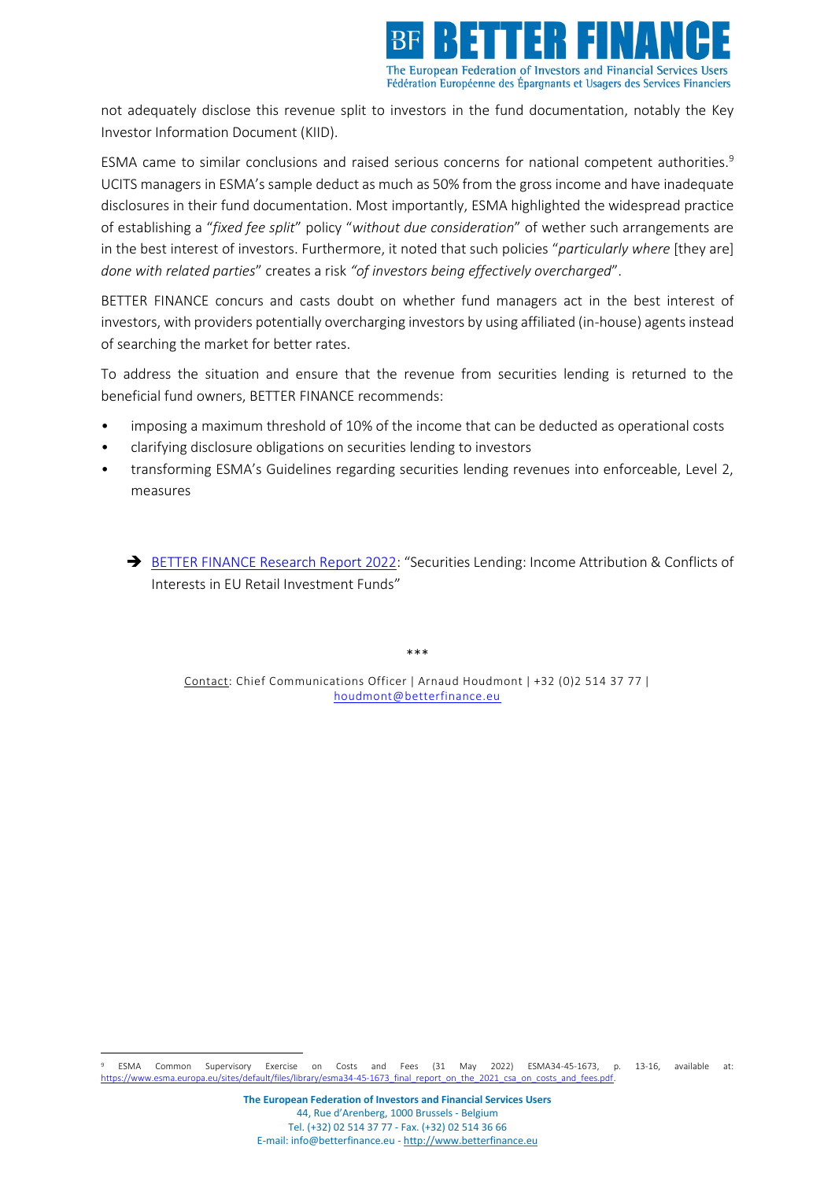not adequately disclose this revenue split to investors in the fund documentation, notably the Key Investor Information Document (KIID).

ESMA came to similar conclusions and raised serious concerns for national competent authorities.[9] UCITS managers in ESMA's sample deduct as much as 50% from the gross income and have inadequate disclosures in their fund documentation. Most importantly, ESMA highlighted the widespread practice of establishing a "*fixed fee split*" policy "*without due consideration*" of wether such arrangements are in the best interest of investors. Furthermore, it noted that such policies "*particularly where* [they are] *done with related parties*" creates a risk *"of investors being effectively overcharged*".

BETTER FINANCE concurs and casts doubt on whether fund managers act in the best interest of investors, with providers potentially overcharging investors by using affiliated (in-house) agents instead of searching the market for better rates.

To address the situation and ensure that the revenue from securities lending is returned to the beneficial fund owners, BETTER FINANCE recommends:

- imposing a maximum threshold of 10% of the income that can be deducted as operational costs
- clarifying disclosure obligations on securities lending to investors
- transforming ESMA's Guidelines regarding securities lending revenues into enforceable, Level 2, measures

➔ BETTER FINANCE Research Report 2022: "Securities Lending: Income Attribution & Conflicts of Interests in EU Retail Investment Funds"

\*\*\*

Contact: Chief Communications Officer | Arnaud Houdmont | +32 (0)2 514 37 77 | houdmont@betterfinance.eu

[9] ESMA Common Supervisory Exercise on Costs and Fees (31 May 2022) ESMA34-45-1673, p. 13-16, available at: https://www.esma.europa.eu/sites/default/files/library/esma34-45-1673_final_report_on_the_2021_csa_on_costs_and_fees.pdf.

**The European Federation of Investors and Financial Services Users**
44, Rue d'Arenberg, 1000 Brussels - Belgium
Tel. (+32) 02 514 37 77 - Fax. (+32) 02 514 36 66
E-mail: info@betterfinance.eu - http://www.betterfinance.eu